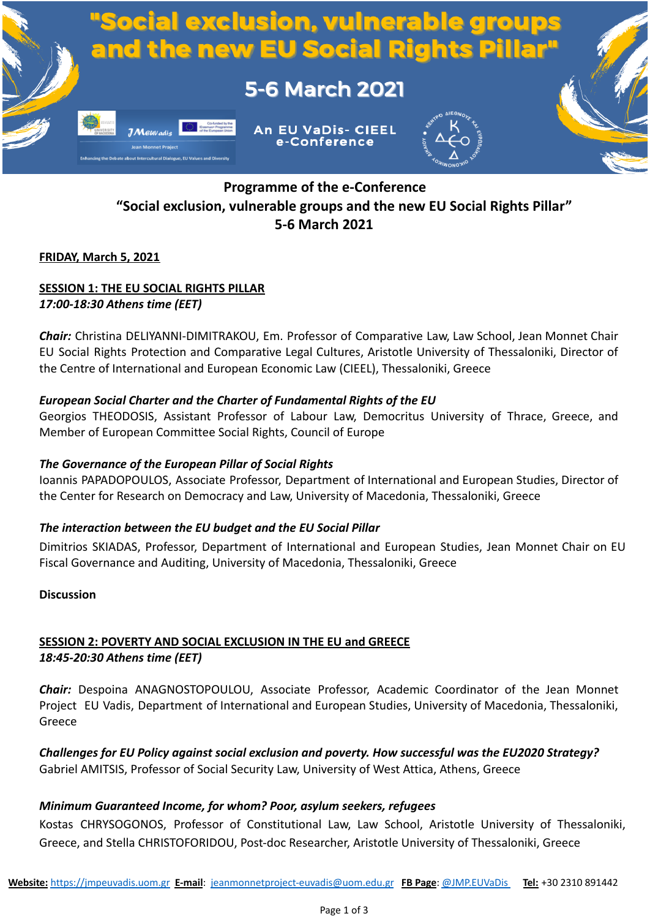# "Social exclusion, vulnerable groups and the new EU Social Rights Pillar"

## 5-6 March 2021

An EU VaDis- CIEEL e-Conference

## Programme of the e-Conference "Social exclusion, vulnerable groups and the new EU Social Rights Pillar" 5-6 March 2021

**FRIDAY, March 5, 2021**

**SESSION 1: THE EU SOCIAL RIGHTS PILLAR**
*17:00-18:30 Athens time (EET)*

***Chair:*** Christina DELIYANNI-DIMITRAKOU, Em. Professor of Comparative Law, Law School, Jean Monnet Chair EU Social Rights Protection and Comparative Legal Cultures, Aristotle University of Thessaloniki, Director of the Centre of International and European Economic Law (CIEEL), Thessaloniki, Greece

***European Social Charter and the Charter of Fundamental Rights of the EU***
Georgios THEODOSIS, Assistant Professor of Labour Law, Democritus University of Thrace, Greece, and Member of European Committee Social Rights, Council of Europe

***The Governance of the European Pillar of Social Rights***
Ioannis PAPADOPOULOS, Associate Professor, Department of International and European Studies, Director of the Center for Research on Democracy and Law, University of Macedonia, Thessaloniki, Greece

***The interaction between the EU budget and the EU Social Pillar***
Dimitrios SKIADAS, Professor, Department of International and European Studies, Jean Monnet Chair on EU Fiscal Governance and Auditing, University of Macedonia, Thessaloniki, Greece

**Discussion**

**SESSION 2: POVERTY AND SOCIAL EXCLUSION IN THE EU and GREECE**
*18:45-20:30 Athens time (EET)*

***Chair:*** Despoina ANAGNOSTOPOULOU, Associate Professor, Academic Coordinator of the Jean Monnet Project EU Vadis, Department of International and European Studies, University of Macedonia, Thessaloniki, Greece

***Challenges for EU Policy against social exclusion and poverty. How successful was the EU2020 Strategy?***
Gabriel AMITSIS, Professor of Social Security Law, University of West Attica, Athens, Greece

***Minimum Guaranteed Income, for whom? Poor, asylum seekers, refugees***
Kostas CHRYSOGONOS, Professor of Constitutional Law, Law School, Aristotle University of Thessaloniki, Greece, and Stella CHRISTOFORIDOU, Post-doc Researcher, Aristotle University of Thessaloniki, Greece

**Website:** https://jmpeuvadis.uom.gr **E-mail**: jeanmonnetproject-euvadis@uom.edu.gr **FB Page**: @JMP.EUVaDis **Tel:** +30 2310 891442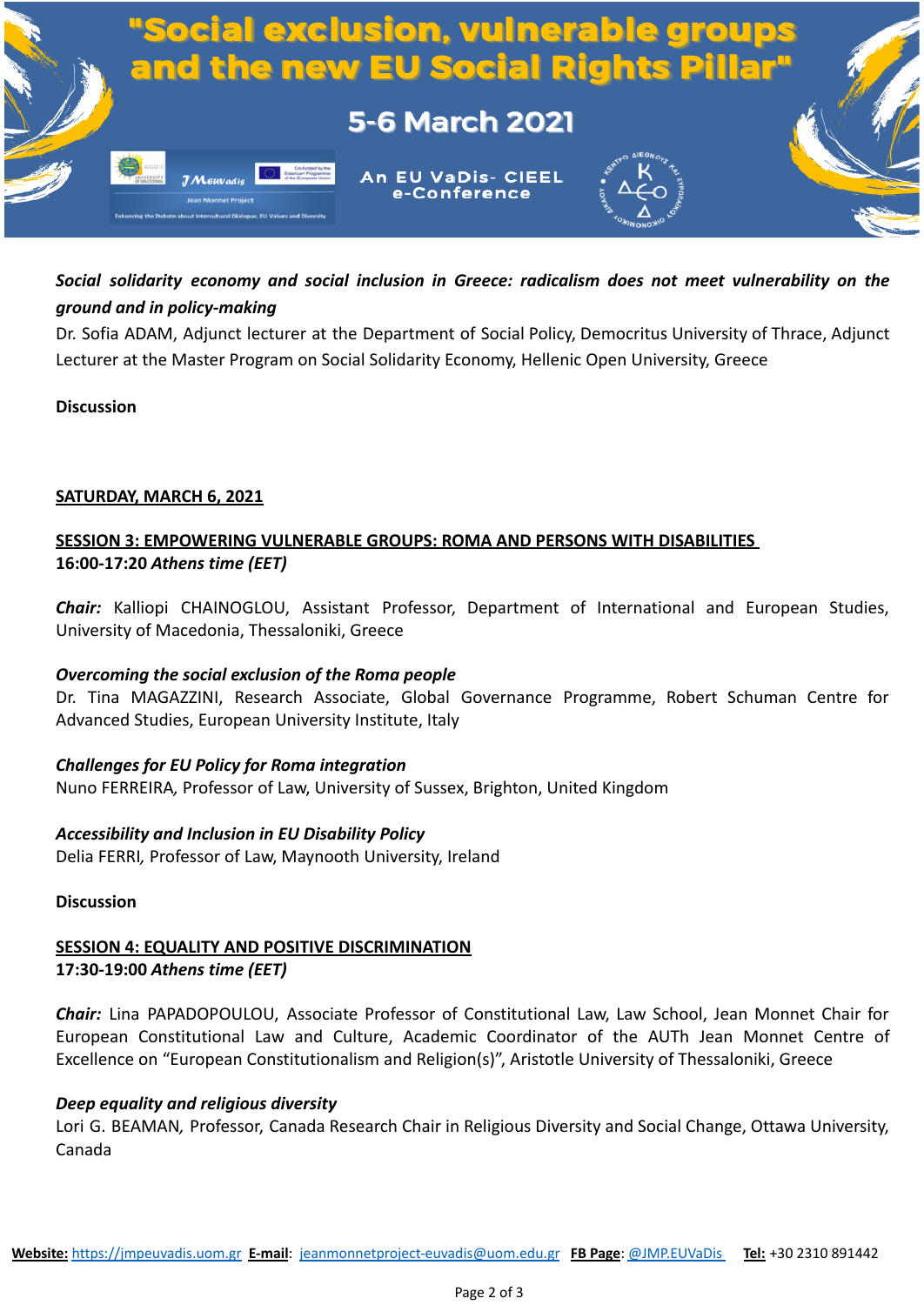*Social solidarity economy and social inclusion in Greece: radicalism does not meet vulnerability on the ground and in policy-making*
Dr. Sofia ADAM, Adjunct lecturer at the Department of Social Policy, Democritus University of Thrace, Adjunct Lecturer at the Master Program on Social Solidarity Economy, Hellenic Open University, Greece

**Discussion**

## SATURDAY, MARCH 6, 2021

### SESSION 3: EMPOWERING VULNERABLE GROUPS: ROMA AND PERSONS WITH DISABILITIES

**16:00-17:20 *Athens time (EET)***

***Chair:*** Kalliopi CHAINOGLOU, Assistant Professor, Department of International and European Studies, University of Macedonia, Thessaloniki, Greece

***Overcoming the social exclusion of the Roma people***
Dr. Tina MAGAZZINI, Research Associate, Global Governance Programme, Robert Schuman Centre for Advanced Studies, European University Institute, Italy

***Challenges for EU Policy for Roma integration***
Nuno FERREIRA*,* Professor of Law, University of Sussex, Brighton, United Kingdom

***Accessibility and Inclusion in EU Disability Policy***
Delia FERRI*,* Professor of Law, Maynooth University, Ireland

**Discussion**

### SESSION 4: EQUALITY AND POSITIVE DISCRIMINATION

**17:30-19:00 *Athens time (EET)***

***Chair:*** Lina PAPADOPOULOU, Associate Professor of Constitutional Law, Law School, Jean Monnet Chair for European Constitutional Law and Culture, Academic Coordinator of the AUTh Jean Monnet Centre of Excellence on "European Constitutionalism and Religion(s)", Aristotle University of Thessaloniki, Greece

***Deep equality and religious diversity***
Lori G. BEAMAN*,* Professor, Canada Research Chair in Religious Diversity and Social Change, Ottawa University, Canada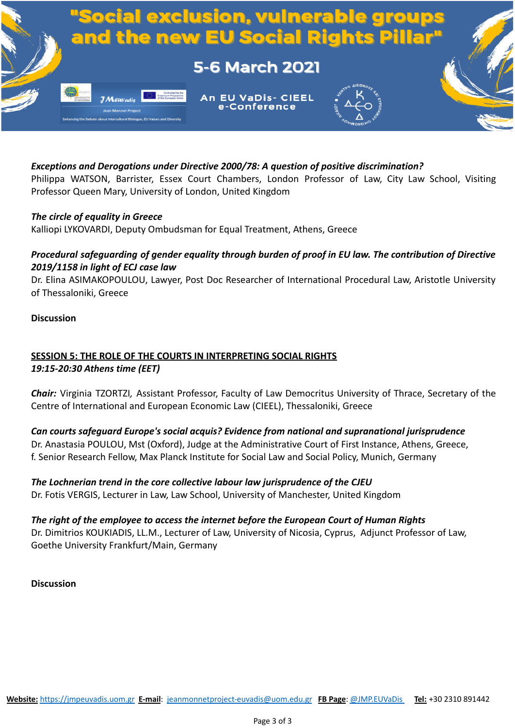*Exceptions and Derogations under Directive 2000/78: A question of positive discrimination?*
Philippa WATSON, Barrister, Essex Court Chambers, London Professor of Law, City Law School, Visiting Professor Queen Mary, University of London, United Kingdom

*The circle of equality in Greece*
Kalliopi LYKOVARDI, Deputy Ombudsman for Equal Treatment, Athens, Greece

*Procedural safeguarding of gender equality through burden of proof in EU law. The contribution of Directive 2019/1158 in light of ECJ case law*
Dr. Elina ASIMAKOPOULOU, Lawyer, Post Doc Researcher of International Procedural Law, Aristotle University of Thessaloniki, Greece

**Discussion**

## SESSION 5: THE ROLE OF THE COURTS IN INTERPRETING SOCIAL RIGHTS

***19:15-20:30 Athens time (EET)***

***Chair:*** Virginia TZORTZI, Assistant Professor, Faculty of Law Democritus University of Thrace, Secretary of the Centre of International and European Economic Law (CIEEL), Thessaloniki, Greece

*Can courts safeguard Europe's social acquis? Evidence from national and supranational jurisprudence*
Dr. Anastasia POULOU, Mst (Oxford), Judge at the Administrative Court of First Instance, Athens, Greece, f. Senior Research Fellow, Max Planck Institute for Social Law and Social Policy, Munich, Germany

*The Lochnerian trend in the core collective labour law jurisprudence of the CJEU*
Dr. Fotis VERGIS, Lecturer in Law, Law School, University of Manchester, United Kingdom

*The right of the employee to access the internet before the European Court of Human Rights*
Dr. Dimitrios KOUKIADIS, LL.M., Lecturer of Law, University of Nicosia, Cyprus, Adjunct Professor of Law, Goethe University Frankfurt/Main, Germany

**Discussion**